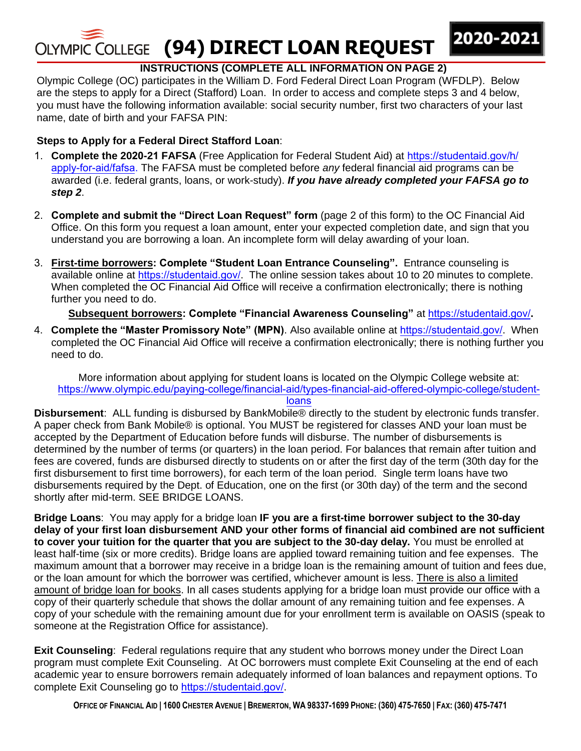# OLYMPIC COLLEGE (94) DIRECT LOAN REQUEST 2020-2021

**INSTRUCTIONS (COMPLETE ALL INFORMATION ON PAGE 2)**

Olympic College (OC) participates in the William D. Ford Federal Direct Loan Program (WFDLP). Below are the steps to apply for a Direct (Stafford) Loan. In order to access and complete steps 3 and 4 below, you must have the following information available: social security number, first two characters of your last name, date of birth and your FAFSA PIN:

**Steps to Apply for a Federal Direct Stafford Loan**:

1. **Complete the 2020-21 FAFSA** (Free Application for Federal Student Aid) at https://studentaid.gov/h/apply-for-aid/fafsa. The FAFSA must be completed before *any* federal financial aid programs can be awarded (i.e. federal grants, loans, or work-study). ***If you have already completed your FAFSA go to step 2***.

2. **Complete and submit the "Direct Loan Request" form** (page 2 of this form) to the OC Financial Aid Office. On this form you request a loan amount, enter your expected completion date, and sign that you understand you are borrowing a loan. An incomplete form will delay awarding of your loan.

3. **First-time borrowers: Complete "Student Loan Entrance Counseling".** Entrance counseling is available online at https://studentaid.gov/. The online session takes about 10 to 20 minutes to complete. When completed the OC Financial Aid Office will receive a confirmation electronically; there is nothing further you need to do.

   **Subsequent borrowers: Complete "Financial Awareness Counseling"** at **https://studentaid.gov/.**

4. **Complete the "Master Promissory Note" (MPN)**. Also available online at https://studentaid.gov/. When completed the OC Financial Aid Office will receive a confirmation electronically; there is nothing further you need to do.

More information about applying for student loans is located on the Olympic College website at: https://www.olympic.edu/paying-college/financial-aid/types-financial-aid-offered-olympic-college/student-loans

**Disbursement**: ALL funding is disbursed by BankMobile® directly to the student by electronic funds transfer. A paper check from Bank Mobile® is optional. You MUST be registered for classes AND your loan must be accepted by the Department of Education before funds will disburse. The number of disbursements is determined by the number of terms (or quarters) in the loan period. For balances that remain after tuition and fees are covered, funds are disbursed directly to students on or after the first day of the term (30th day for the first disbursement to first time borrowers), for each term of the loan period. Single term loans have two disbursements required by the Dept. of Education, one on the first (or 30th day) of the term and the second shortly after mid-term. SEE BRIDGE LOANS.

**Bridge Loans**: You may apply for a bridge loan **IF you are a first-time borrower subject to the 30-day delay of your first loan disbursement AND your other forms of financial aid combined are not sufficient to cover your tuition for the quarter that you are subject to the 30-day delay.** You must be enrolled at least half-time (six or more credits). Bridge loans are applied toward remaining tuition and fee expenses. The maximum amount that a borrower may receive in a bridge loan is the remaining amount of tuition and fees due, or the loan amount for which the borrower was certified, whichever amount is less. There is also a limited amount of bridge loan for books. In all cases students applying for a bridge loan must provide our office with a copy of their quarterly schedule that shows the dollar amount of any remaining tuition and fee expenses. A copy of your schedule with the remaining amount due for your enrollment term is available on OASIS (speak to someone at the Registration Office for assistance).

**Exit Counseling**: Federal regulations require that any student who borrows money under the Direct Loan program must complete Exit Counseling. At OC borrowers must complete Exit Counseling at the end of each academic year to ensure borrowers remain adequately informed of loan balances and repayment options. To complete Exit Counseling go to https://studentaid.gov/.

OFFICE OF FINANCIAL AID | 1600 CHESTER AVENUE | BREMERTON, WA 98337-1699 PHONE: (360) 475-7650 | FAX: (360) 475-7471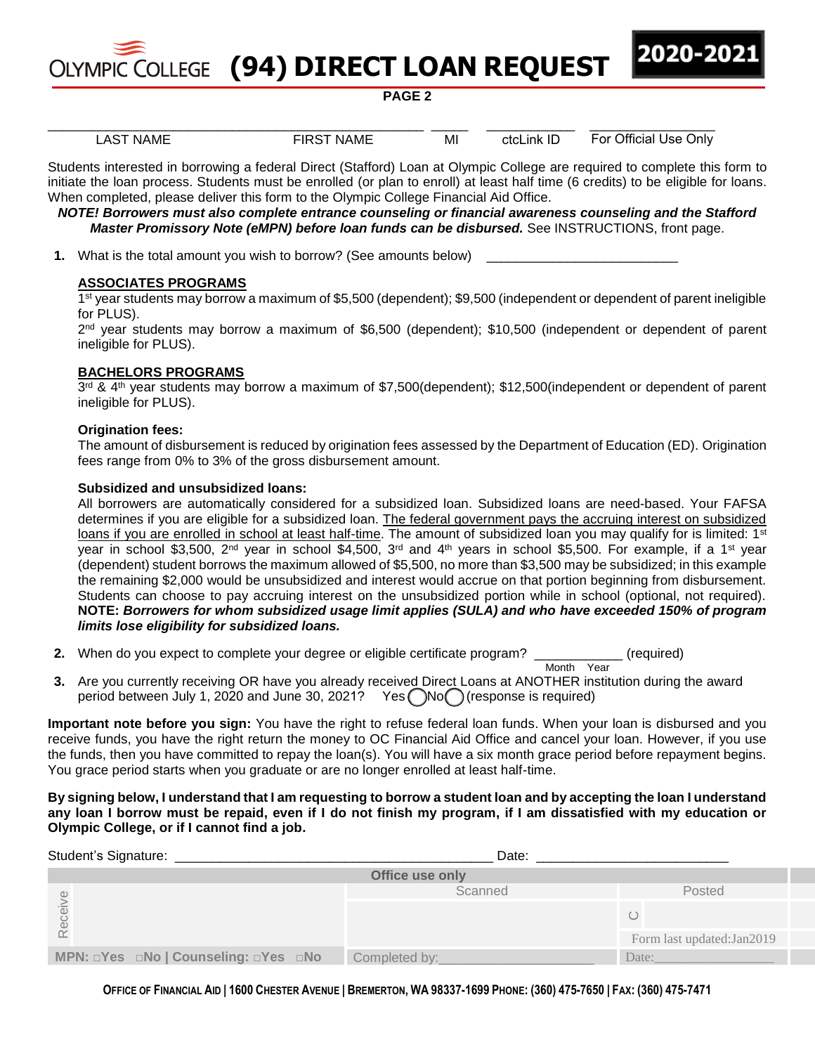# OLYMPIC COLLEGE (94) DIRECT LOAN REQUEST 2020-2021

**PAGE 2**

| LAST NAME | FIRST NAME | MI | ctcLink ID | For Official Use Only |
|---|---|---|---|---|
| | | | | |

Students interested in borrowing a federal Direct (Stafford) Loan at Olympic College are required to complete this form to initiate the loan process. Students must be enrolled (or plan to enroll) at least half time (6 credits) to be eligible for loans. When completed, please deliver this form to the Olympic College Financial Aid Office.

***NOTE! Borrowers must also complete entrance counseling or financial awareness counseling and the Stafford Master Promissory Note (eMPN) before loan funds can be disbursed.*** See INSTRUCTIONS, front page.

**1.** What is the total amount you wish to borrow? (See amounts below) _______________________

**ASSOCIATES PROGRAMS**

1st year students may borrow a maximum of $5,500 (dependent); $9,500 (independent or dependent of parent ineligible for PLUS).

2nd year students may borrow a maximum of $6,500 (dependent); $10,500 (independent or dependent of parent ineligible for PLUS).

**BACHELORS PROGRAMS**

3rd & 4th year students may borrow a maximum of $7,500(dependent); $12,500(independent or dependent of parent ineligible for PLUS).

**Origination fees:**

The amount of disbursement is reduced by origination fees assessed by the Department of Education (ED). Origination fees range from 0% to 3% of the gross disbursement amount.

**Subsidized and unsubsidized loans:**

All borrowers are automatically considered for a subsidized loan. Subsidized loans are need-based. Your FAFSA determines if you are eligible for a subsidized loan. The federal government pays the accruing interest on subsidized loans if you are enrolled in school at least half-time. The amount of subsidized loan you may qualify for is limited: 1st year in school $3,500, 2nd year in school $4,500, 3rd and 4th years in school $5,500. For example, if a 1st year (dependent) student borrows the maximum allowed of $5,500, no more than $3,500 may be subsidized; in this example the remaining $2,000 would be unsubsidized and interest would accrue on that portion beginning from disbursement. Students can choose to pay accruing interest on the unsubsidized portion while in school (optional, not required). **NOTE: *Borrowers for whom subsidized usage limit applies (SULA) and who have exceeded 150% of program limits lose eligibility for subsidized loans.***

**2.** When do you expect to complete your degree or eligible certificate program? ___________ (required)
Month Year

**3.** Are you currently receiving OR have you already received Direct Loans at ANOTHER institution during the award period between July 1, 2020 and June 30, 2021? Yes ◯ No ◯ (response is required)

**Important note before you sign:** You have the right to refuse federal loan funds. When your loan is disbursed and you receive funds, you have the right return the money to OC Financial Aid Office and cancel your loan. However, if you use the funds, then you have committed to repay the loan(s). You will have a six month grace period before repayment begins. You grace period starts when you graduate or are no longer enrolled at least half-time.

**By signing below, I understand that I am requesting to borrow a student loan and by accepting the loan I understand any loan I borrow must be repaid, even if I do not finish my program, if I am dissatisfied with my education or Olympic College, or if I cannot find a job.**

Student's Signature: ___________________________________ Date: ______________________

| Office use only | | |
|---|---|---|
| Receive | Scanned | Posted |
| | | ◯ |
| | | Form last updated:Jan2019 |
| MPN: □Yes □No \| Counseling: □Yes □No | Completed by:_______________ | Date:_______________ |

**OFFICE OF FINANCIAL AID | 1600 CHESTER AVENUE | BREMERTON, WA 98337-1699 PHONE: (360) 475-7650 | FAX: (360) 475-7471**